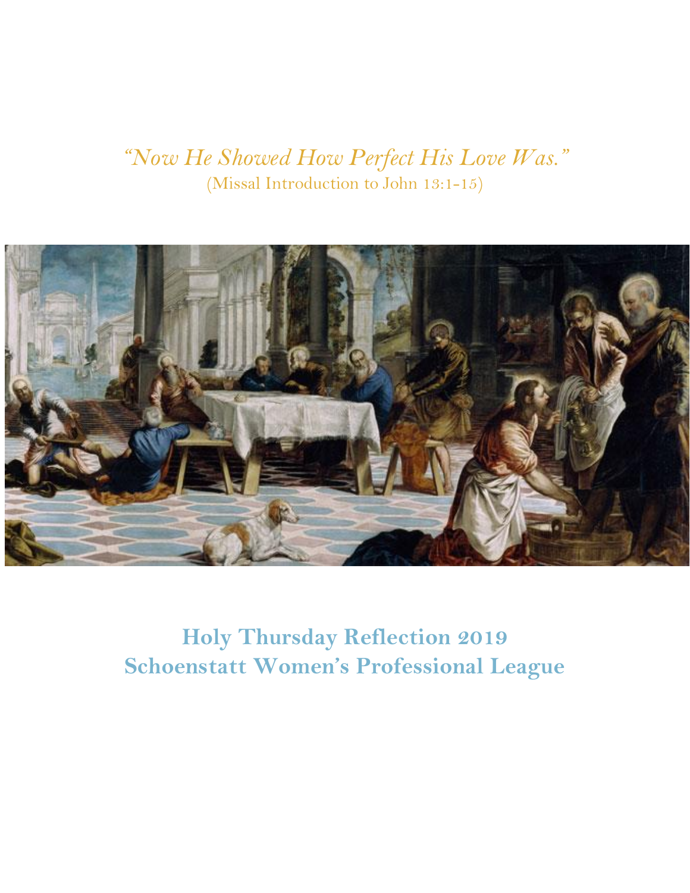*"Now He Showed How Perfect His Love Was."*

(Missal Introduction to John 13:1-15)

# Holy Thursday Reflection 2019
# Schoenstatt Women's Professional League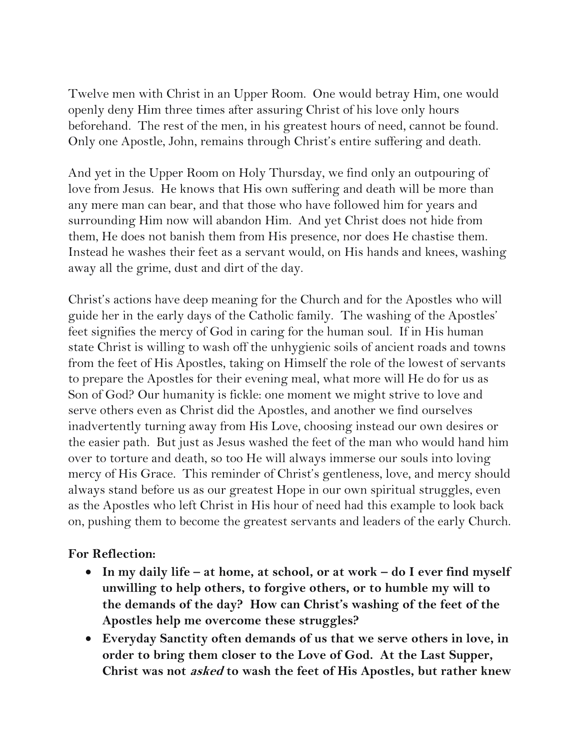Twelve men with Christ in an Upper Room. One would betray Him, one would openly deny Him three times after assuring Christ of his love only hours beforehand. The rest of the men, in his greatest hours of need, cannot be found. Only one Apostle, John, remains through Christ's entire suffering and death.

And yet in the Upper Room on Holy Thursday, we find only an outpouring of love from Jesus. He knows that His own suffering and death will be more than any mere man can bear, and that those who have followed him for years and surrounding Him now will abandon Him. And yet Christ does not hide from them, He does not banish them from His presence, nor does He chastise them. Instead he washes their feet as a servant would, on His hands and knees, washing away all the grime, dust and dirt of the day.

Christ's actions have deep meaning for the Church and for the Apostles who will guide her in the early days of the Catholic family. The washing of the Apostles' feet signifies the mercy of God in caring for the human soul. If in His human state Christ is willing to wash off the unhygienic soils of ancient roads and towns from the feet of His Apostles, taking on Himself the role of the lowest of servants to prepare the Apostles for their evening meal, what more will He do for us as Son of God? Our humanity is fickle: one moment we might strive to love and serve others even as Christ did the Apostles, and another we find ourselves inadvertently turning away from His Love, choosing instead our own desires or the easier path. But just as Jesus washed the feet of the man who would hand him over to torture and death, so too He will always immerse our souls into loving mercy of His Grace. This reminder of Christ's gentleness, love, and mercy should always stand before us as our greatest Hope in our own spiritual struggles, even as the Apostles who left Christ in His hour of need had this example to look back on, pushing them to become the greatest servants and leaders of the early Church.

**For Reflection:**

- **In my daily life – at home, at school, or at work – do I ever find myself unwilling to help others, to forgive others, or to humble my will to the demands of the day? How can Christ's washing of the feet of the Apostles help me overcome these struggles?**
- **Everyday Sanctity often demands of us that we serve others in love, in order to bring them closer to the Love of God. At the Last Supper, Christ was not *asked* to wash the feet of His Apostles, but rather knew**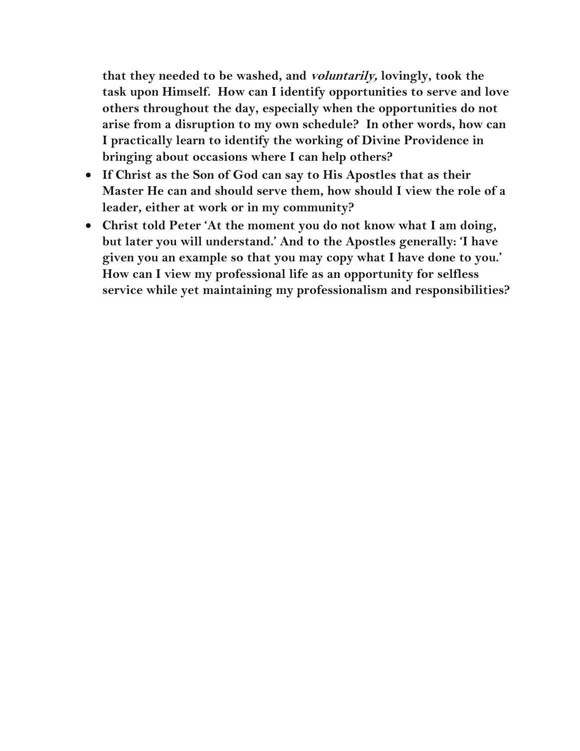**that they needed to be washed, and *voluntarily,* lovingly, took the task upon Himself. How can I identify opportunities to serve and love others throughout the day, especially when the opportunities do not arise from a disruption to my own schedule? In other words, how can I practically learn to identify the working of Divine Providence in bringing about occasions where I can help others?**

- **If Christ as the Son of God can say to His Apostles that as their Master He can and should serve them, how should I view the role of a leader, either at work or in my community?**
- **Christ told Peter 'At the moment you do not know what I am doing, but later you will understand.' And to the Apostles generally: 'I have given you an example so that you may copy what I have done to you.' How can I view my professional life as an opportunity for selfless service while yet maintaining my professionalism and responsibilities?**